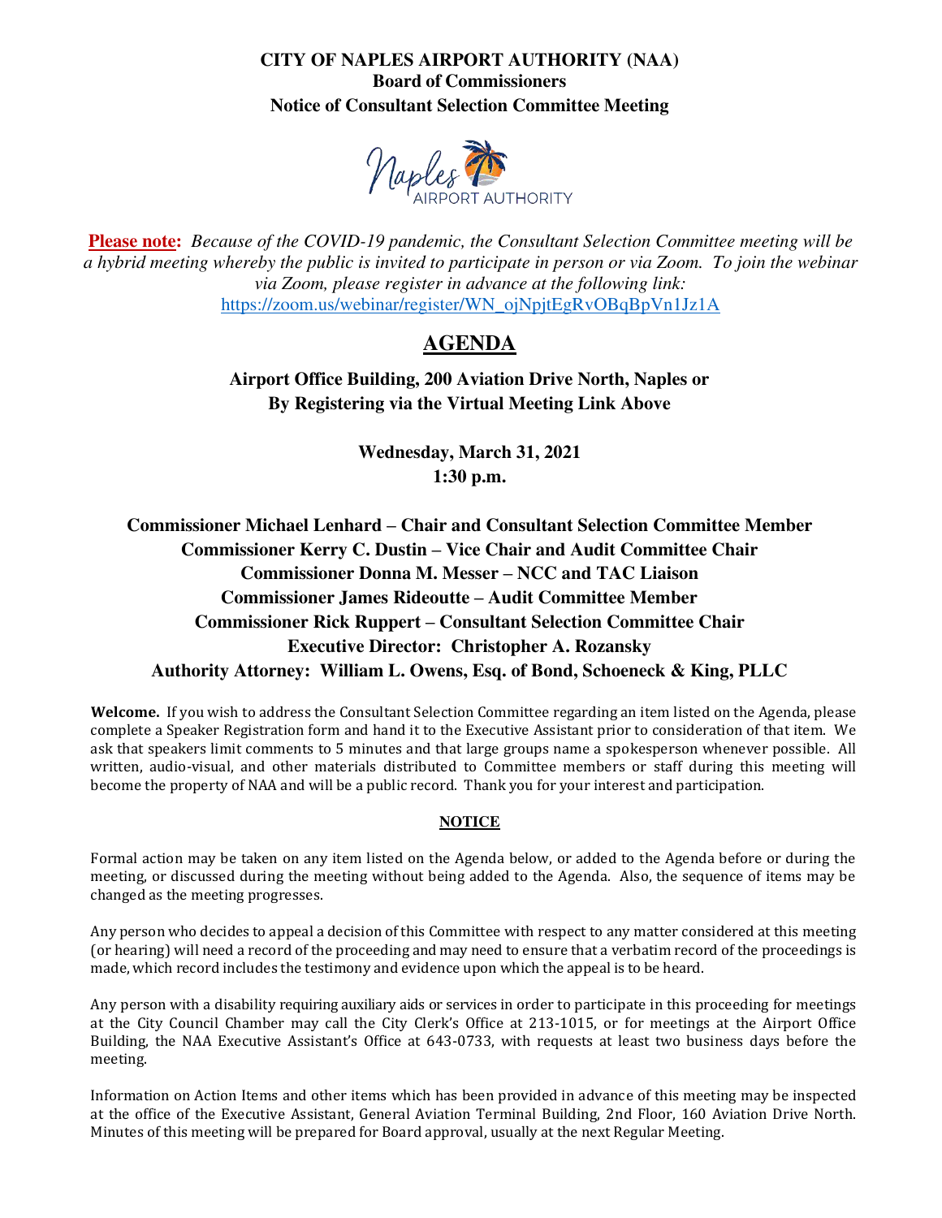**CITY OF NAPLES AIRPORT AUTHORITY (NAA)**
**Board of Commissioners**
**Notice of Consultant Selection Committee Meeting**

**Please note:** *Because of the COVID-19 pandemic, the Consultant Selection Committee meeting will be a hybrid meeting whereby the public is invited to participate in person or via Zoom. To join the webinar via Zoom, please register in advance at the following link:*
https://zoom.us/webinar/register/WN_ojNpjtEgRvOBqBpVn1Jz1A

# AGENDA

**Airport Office Building, 200 Aviation Drive North, Naples or**
**By Registering via the Virtual Meeting Link Above**

**Wednesday, March 31, 2021**
**1:30 p.m.**

**Commissioner Michael Lenhard – Chair and Consultant Selection Committee Member**
**Commissioner Kerry C. Dustin – Vice Chair and Audit Committee Chair**
**Commissioner Donna M. Messer – NCC and TAC Liaison**
**Commissioner James Rideoutte – Audit Committee Member**
**Commissioner Rick Ruppert – Consultant Selection Committee Chair**
**Executive Director: Christopher A. Rozansky**
**Authority Attorney: William L. Owens, Esq. of Bond, Schoeneck & King, PLLC**

**Welcome.** If you wish to address the Consultant Selection Committee regarding an item listed on the Agenda, please complete a Speaker Registration form and hand it to the Executive Assistant prior to consideration of that item. We ask that speakers limit comments to 5 minutes and that large groups name a spokesperson whenever possible. All written, audio-visual, and other materials distributed to Committee members or staff during this meeting will become the property of NAA and will be a public record. Thank you for your interest and participation.

**NOTICE**

Formal action may be taken on any item listed on the Agenda below, or added to the Agenda before or during the meeting, or discussed during the meeting without being added to the Agenda. Also, the sequence of items may be changed as the meeting progresses.

Any person who decides to appeal a decision of this Committee with respect to any matter considered at this meeting (or hearing) will need a record of the proceeding and may need to ensure that a verbatim record of the proceedings is made, which record includes the testimony and evidence upon which the appeal is to be heard.

Any person with a disability requiring auxiliary aids or services in order to participate in this proceeding for meetings at the City Council Chamber may call the City Clerk's Office at 213-1015, or for meetings at the Airport Office Building, the NAA Executive Assistant's Office at 643-0733, with requests at least two business days before the meeting.

Information on Action Items and other items which has been provided in advance of this meeting may be inspected at the office of the Executive Assistant, General Aviation Terminal Building, 2nd Floor, 160 Aviation Drive North. Minutes of this meeting will be prepared for Board approval, usually at the next Regular Meeting.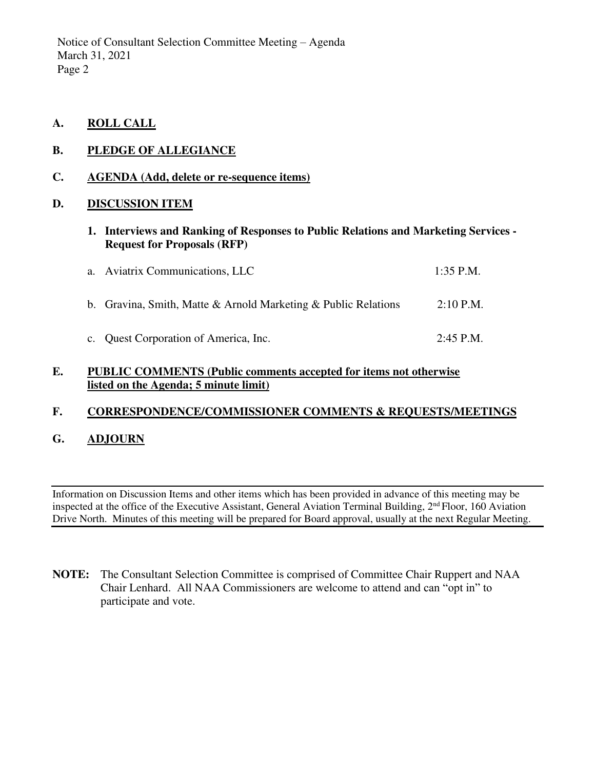## A. ROLL CALL

## B. PLEDGE OF ALLEGIANCE

## C. AGENDA (Add, delete or re-sequence items)

## D. DISCUSSION ITEM

**1. Interviews and Ranking of Responses to Public Relations and Marketing Services - Request for Proposals (RFP)**

| | |
|---|---|
| a. Aviatrix Communications, LLC | 1:35 P.M. |
| b. Gravina, Smith, Matte & Arnold Marketing & Public Relations | 2:10 P.M. |
| c. Quest Corporation of America, Inc. | 2:45 P.M. |

## E. PUBLIC COMMENTS (Public comments accepted for items not otherwise listed on the Agenda; 5 minute limit)

## F. CORRESPONDENCE/COMMISSIONER COMMENTS & REQUESTS/MEETINGS

## G. ADJOURN

---

Information on Discussion Items and other items which has been provided in advance of this meeting may be inspected at the office of the Executive Assistant, General Aviation Terminal Building, 2nd Floor, 160 Aviation Drive North. Minutes of this meeting will be prepared for Board approval, usually at the next Regular Meeting.

---

**NOTE:** The Consultant Selection Committee is comprised of Committee Chair Ruppert and NAA Chair Lenhard. All NAA Commissioners are welcome to attend and can "opt in" to participate and vote.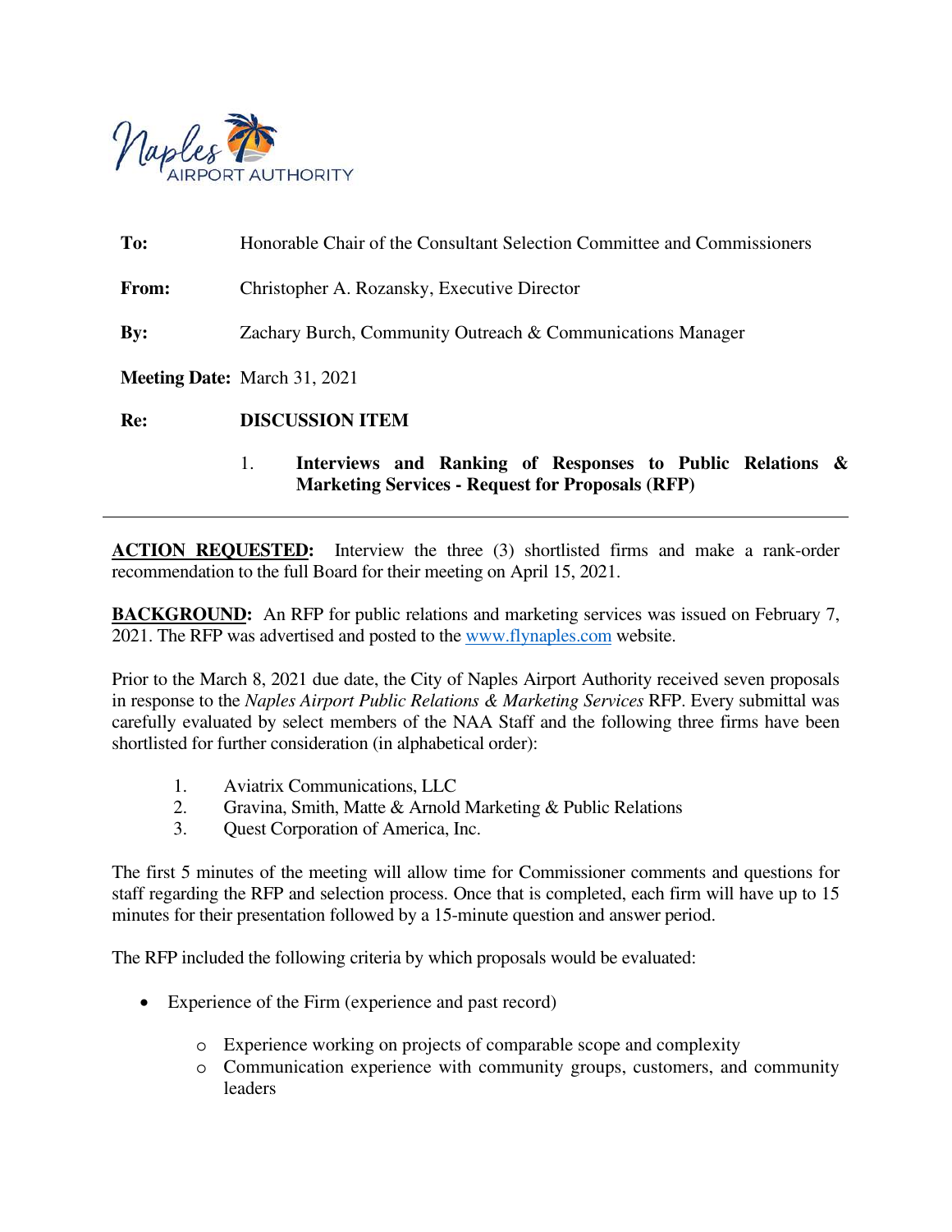Naples AIRPORT AUTHORITY

**To:** Honorable Chair of the Consultant Selection Committee and Commissioners

**From:** Christopher A. Rozansky, Executive Director

**By:** Zachary Burch, Community Outreach & Communications Manager

**Meeting Date:** March 31, 2021

**Re:** **DISCUSSION ITEM**

1. **Interviews and Ranking of Responses to Public Relations & Marketing Services - Request for Proposals (RFP)**

---

**ACTION REQUESTED:** Interview the three (3) shortlisted firms and make a rank-order recommendation to the full Board for their meeting on April 15, 2021.

**BACKGROUND:** An RFP for public relations and marketing services was issued on February 7, 2021. The RFP was advertised and posted to the www.flynaples.com website.

Prior to the March 8, 2021 due date, the City of Naples Airport Authority received seven proposals in response to the *Naples Airport Public Relations & Marketing Services* RFP. Every submittal was carefully evaluated by select members of the NAA Staff and the following three firms have been shortlisted for further consideration (in alphabetical order):

1. Aviatrix Communications, LLC
2. Gravina, Smith, Matte & Arnold Marketing & Public Relations
3. Quest Corporation of America, Inc.

The first 5 minutes of the meeting will allow time for Commissioner comments and questions for staff regarding the RFP and selection process. Once that is completed, each firm will have up to 15 minutes for their presentation followed by a 15-minute question and answer period.

The RFP included the following criteria by which proposals would be evaluated:

- Experience of the Firm (experience and past record)
  - Experience working on projects of comparable scope and complexity
  - Communication experience with community groups, customers, and community leaders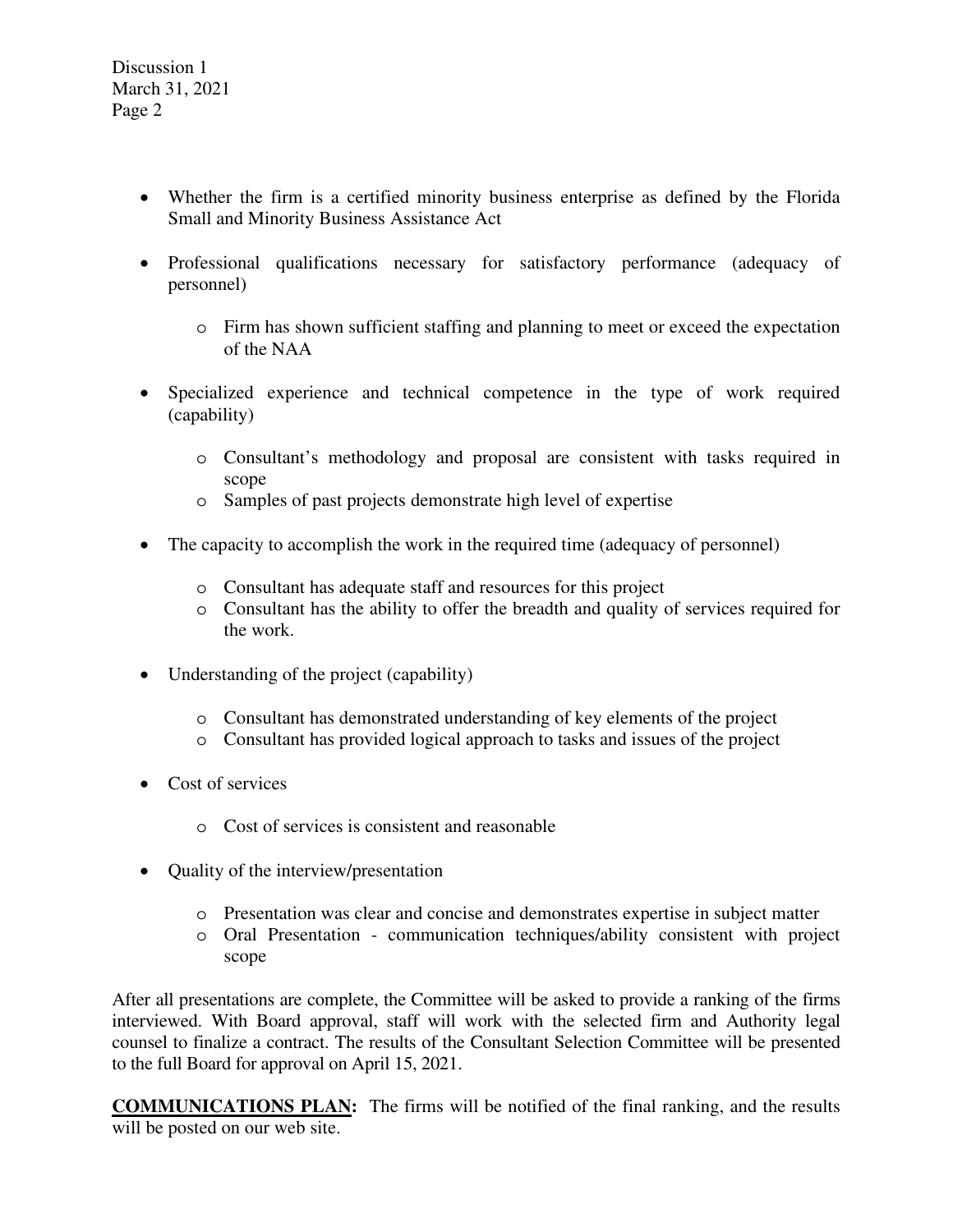- Whether the firm is a certified minority business enterprise as defined by the Florida Small and Minority Business Assistance Act

- Professional qualifications necessary for satisfactory performance (adequacy of personnel)

    - Firm has shown sufficient staffing and planning to meet or exceed the expectation of the NAA

- Specialized experience and technical competence in the type of work required (capability)

    - Consultant's methodology and proposal are consistent with tasks required in scope
    - Samples of past projects demonstrate high level of expertise

- The capacity to accomplish the work in the required time (adequacy of personnel)

    - Consultant has adequate staff and resources for this project
    - Consultant has the ability to offer the breadth and quality of services required for the work.

- Understanding of the project (capability)

    - Consultant has demonstrated understanding of key elements of the project
    - Consultant has provided logical approach to tasks and issues of the project

- Cost of services

    - Cost of services is consistent and reasonable

- Quality of the interview/presentation

    - Presentation was clear and concise and demonstrates expertise in subject matter
    - Oral Presentation - communication techniques/ability consistent with project scope

After all presentations are complete, the Committee will be asked to provide a ranking of the firms interviewed. With Board approval, staff will work with the selected firm and Authority legal counsel to finalize a contract. The results of the Consultant Selection Committee will be presented to the full Board for approval on April 15, 2021.

**COMMUNICATIONS PLAN:** The firms will be notified of the final ranking, and the results will be posted on our web site.